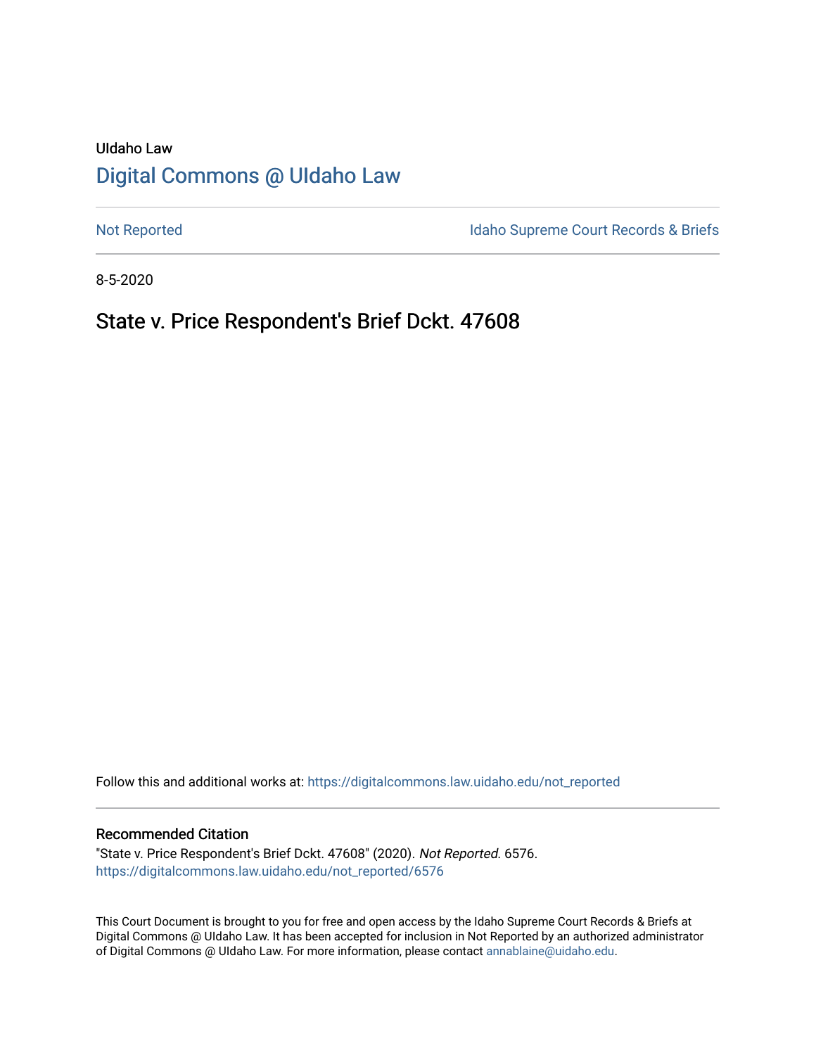UIdaho Law

# Digital Commons @ UIdaho Law

Not Reported

Idaho Supreme Court Records & Briefs

8-5-2020

## State v. Price Respondent's Brief Dckt. 47608

Follow this and additional works at: https://digitalcommons.law.uidaho.edu/not_reported

### Recommended Citation

"State v. Price Respondent's Brief Dckt. 47608" (2020). *Not Reported*. 6576.
https://digitalcommons.law.uidaho.edu/not_reported/6576

This Court Document is brought to you for free and open access by the Idaho Supreme Court Records & Briefs at Digital Commons @ UIdaho Law. It has been accepted for inclusion in Not Reported by an authorized administrator of Digital Commons @ UIdaho Law. For more information, please contact annablaine@uidaho.edu.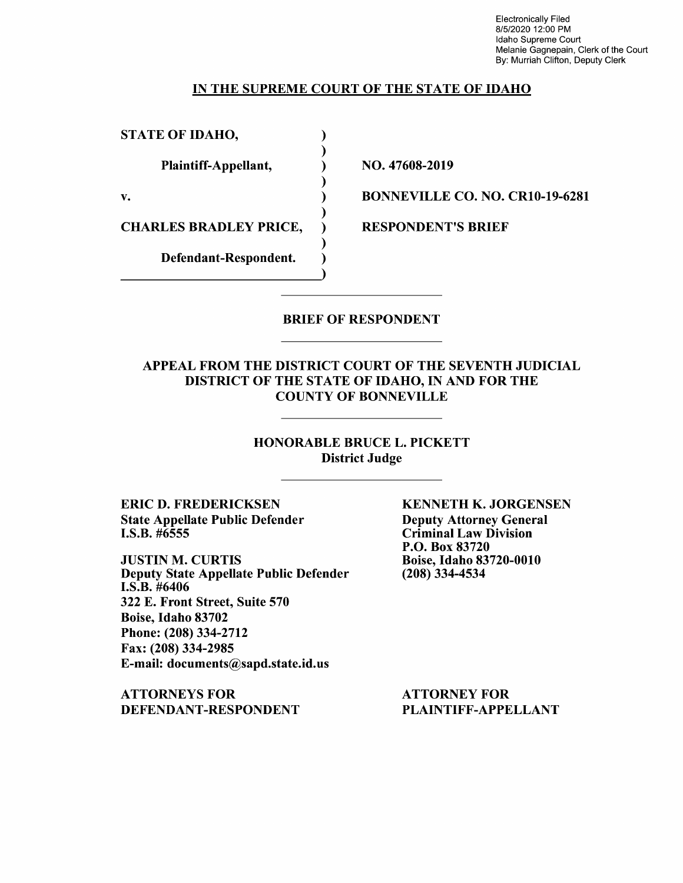Electronically Filed
8/5/2020 12:00 PM
Idaho Supreme Court
Melanie Gagnepain, Clerk of the Court
By: Murriah Clifton, Deputy Clerk

# IN THE SUPREME COURT OF THE STATE OF IDAHO

| | |
|---|---|
| **STATE OF IDAHO,** | |
| **Plaintiff-Appellant,** | **NO. 47608-2019** |
| **v.** | **BONNEVILLE CO. NO. CR10-19-6281** |
| **CHARLES BRADLEY PRICE,** | **RESPONDENT'S BRIEF** |
| **Defendant-Respondent.** | |

## BRIEF OF RESPONDENT

**APPEAL FROM THE DISTRICT COURT OF THE SEVENTH JUDICIAL DISTRICT OF THE STATE OF IDAHO, IN AND FOR THE COUNTY OF BONNEVILLE**

**HONORABLE BRUCE L. PICKETT**
**District Judge**

**ERIC D. FREDERICKSEN**
**State Appellate Public Defender**
**I.S.B. #6555**

**JUSTIN M. CURTIS**
**Deputy State Appellate Public Defender**
**I.S.B. #6406**
**322 E. Front Street, Suite 570**
**Boise, Idaho 83702**
**Phone: (208) 334-2712**
**Fax: (208) 334-2985**
**E-mail: documents@sapd.state.id.us**

**ATTORNEYS FOR DEFENDANT-RESPONDENT**

**KENNETH K. JORGENSEN**
**Deputy Attorney General**
**Criminal Law Division**
**P.O. Box 83720**
**Boise, Idaho 83720-0010**
**(208) 334-4534**

**ATTORNEY FOR PLAINTIFF-APPELLANT**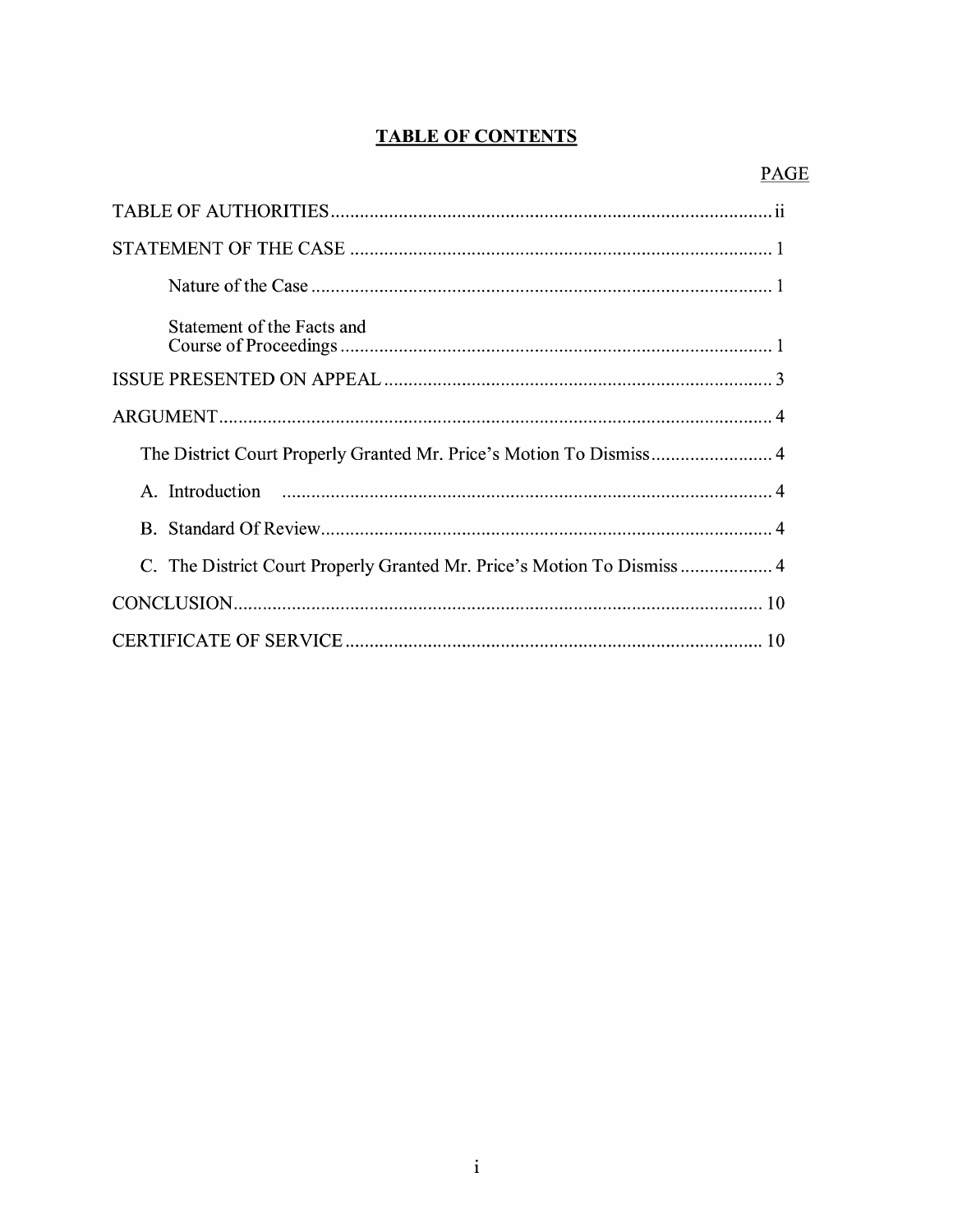# TABLE OF CONTENTS

| | PAGE |
|---|---|
| TABLE OF AUTHORITIES | ii |
| STATEMENT OF THE CASE | 1 |
| Nature of the Case | 1 |
| Statement of the Facts and Course of Proceedings | 1 |
| ISSUE PRESENTED ON APPEAL | 3 |
| ARGUMENT | 4 |
| The District Court Properly Granted Mr. Price's Motion To Dismiss | 4 |
| A. Introduction | 4 |
| B. Standard Of Review | 4 |
| C. The District Court Properly Granted Mr. Price's Motion To Dismiss | 4 |
| CONCLUSION | 10 |
| CERTIFICATE OF SERVICE | 10 |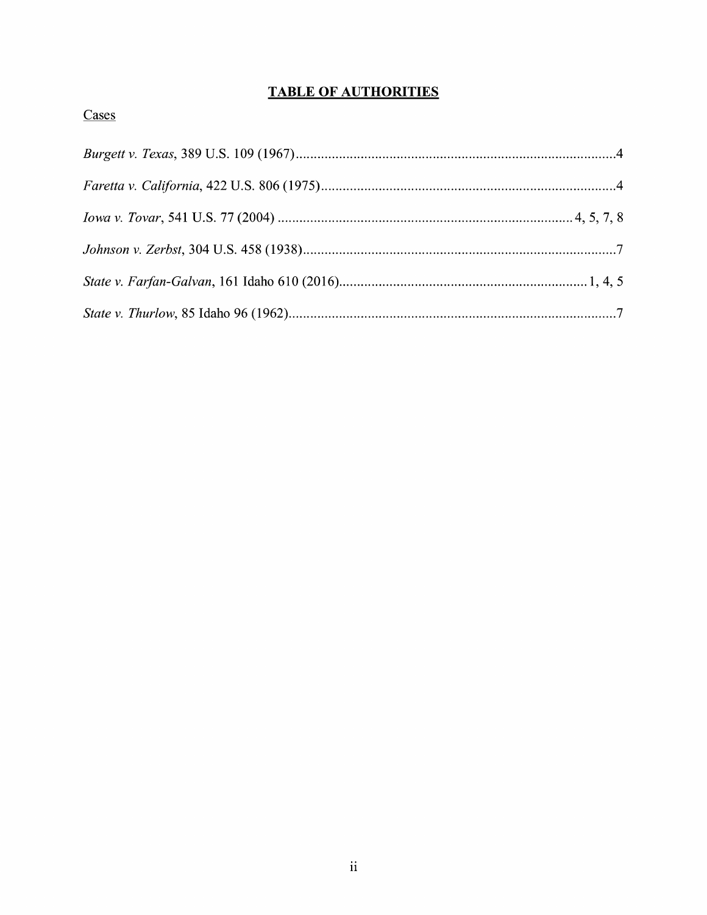# TABLE OF AUTHORITIES

Cases

*Burgett v. Texas*, 389 U.S. 109 (1967) ........................................................................................ 4

*Faretta v. California*, 422 U.S. 806 (1975) ................................................................................. 4

*Iowa v. Tovar*, 541 U.S. 77 (2004) ................................................................................ 4, 5, 7, 8

*Johnson v. Zerbst*, 304 U.S. 458 (1938) ...................................................................................... 7

*State v. Farfan-Galvan*, 161 Idaho 610 (2016) .................................................................. 1, 4, 5

*State v. Thurlow*, 85 Idaho 96 (1962) .......................................................................................... 7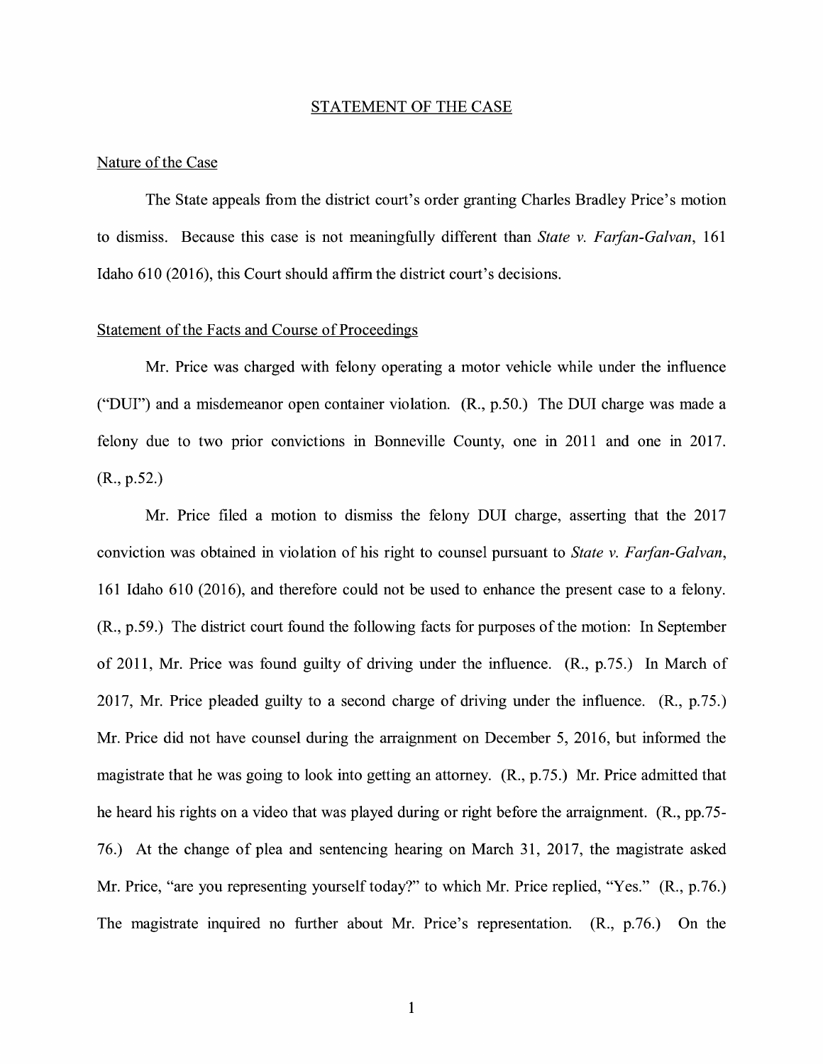## STATEMENT OF THE CASE

### Nature of the Case

The State appeals from the district court's order granting Charles Bradley Price's motion to dismiss. Because this case is not meaningfully different than *State v. Farfan-Galvan*, 161 Idaho 610 (2016), this Court should affirm the district court's decisions.

### Statement of the Facts and Course of Proceedings

Mr. Price was charged with felony operating a motor vehicle while under the influence ("DUI") and a misdemeanor open container violation. (R., p.50.) The DUI charge was made a felony due to two prior convictions in Bonneville County, one in 2011 and one in 2017. (R., p.52.)

Mr. Price filed a motion to dismiss the felony DUI charge, asserting that the 2017 conviction was obtained in violation of his right to counsel pursuant to *State v. Farfan-Galvan*, 161 Idaho 610 (2016), and therefore could not be used to enhance the present case to a felony. (R., p.59.) The district court found the following facts for purposes of the motion: In September of 2011, Mr. Price was found guilty of driving under the influence. (R., p.75.) In March of 2017, Mr. Price pleaded guilty to a second charge of driving under the influence. (R., p.75.) Mr. Price did not have counsel during the arraignment on December 5, 2016, but informed the magistrate that he was going to look into getting an attorney. (R., p.75.) Mr. Price admitted that he heard his rights on a video that was played during or right before the arraignment. (R., pp.75-76.) At the change of plea and sentencing hearing on March 31, 2017, the magistrate asked Mr. Price, "are you representing yourself today?" to which Mr. Price replied, "Yes." (R., p.76.) The magistrate inquired no further about Mr. Price's representation. (R., p.76.) On the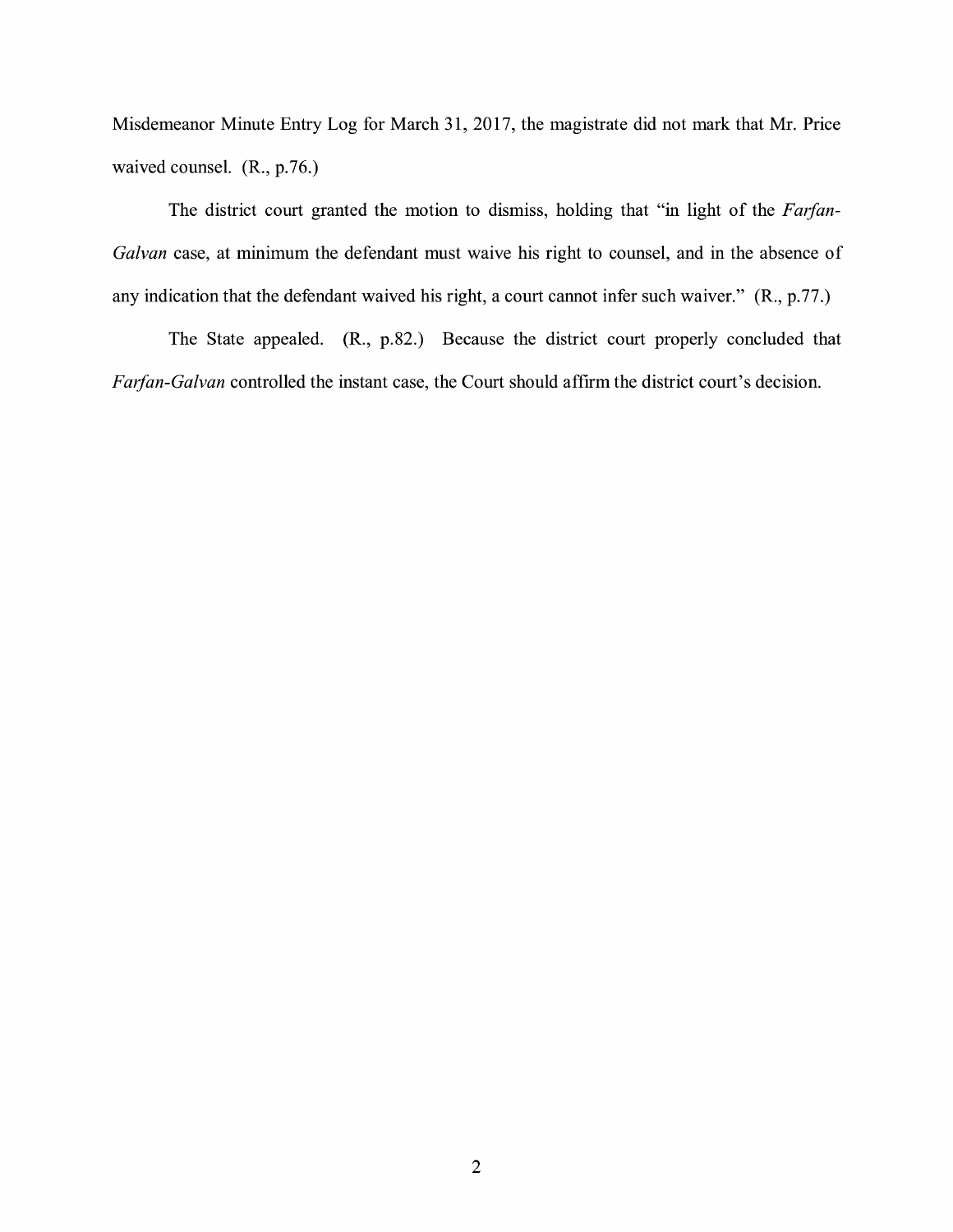Misdemeanor Minute Entry Log for March 31, 2017, the magistrate did not mark that Mr. Price waived counsel. (R., p.76.)

The district court granted the motion to dismiss, holding that "in light of the *Farfan-Galvan* case, at minimum the defendant must waive his right to counsel, and in the absence of any indication that the defendant waived his right, a court cannot infer such waiver." (R., p.77.)

The State appealed. (R., p.82.) Because the district court properly concluded that *Farfan-Galvan* controlled the instant case, the Court should affirm the district court's decision.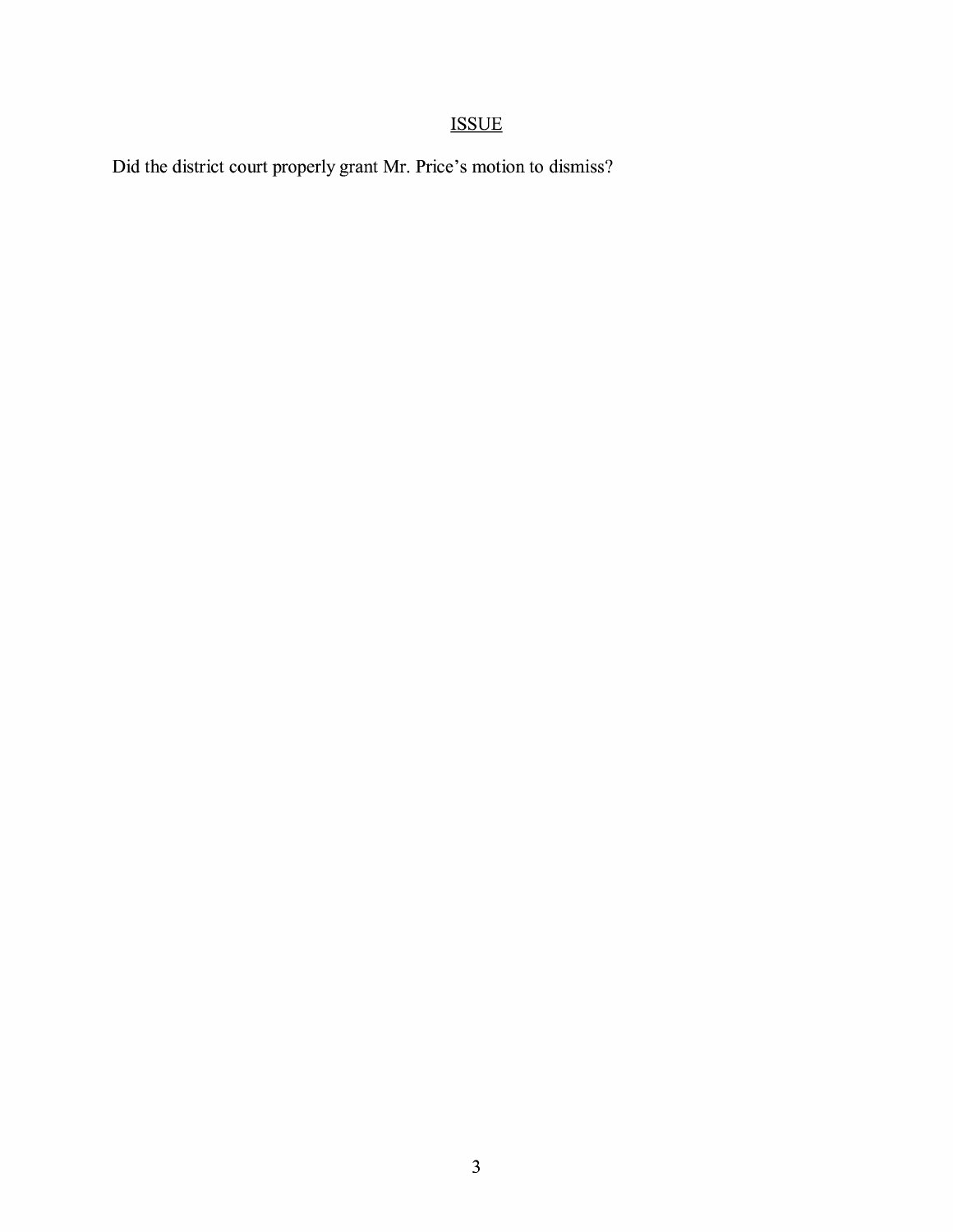## ISSUE

Did the district court properly grant Mr. Price's motion to dismiss?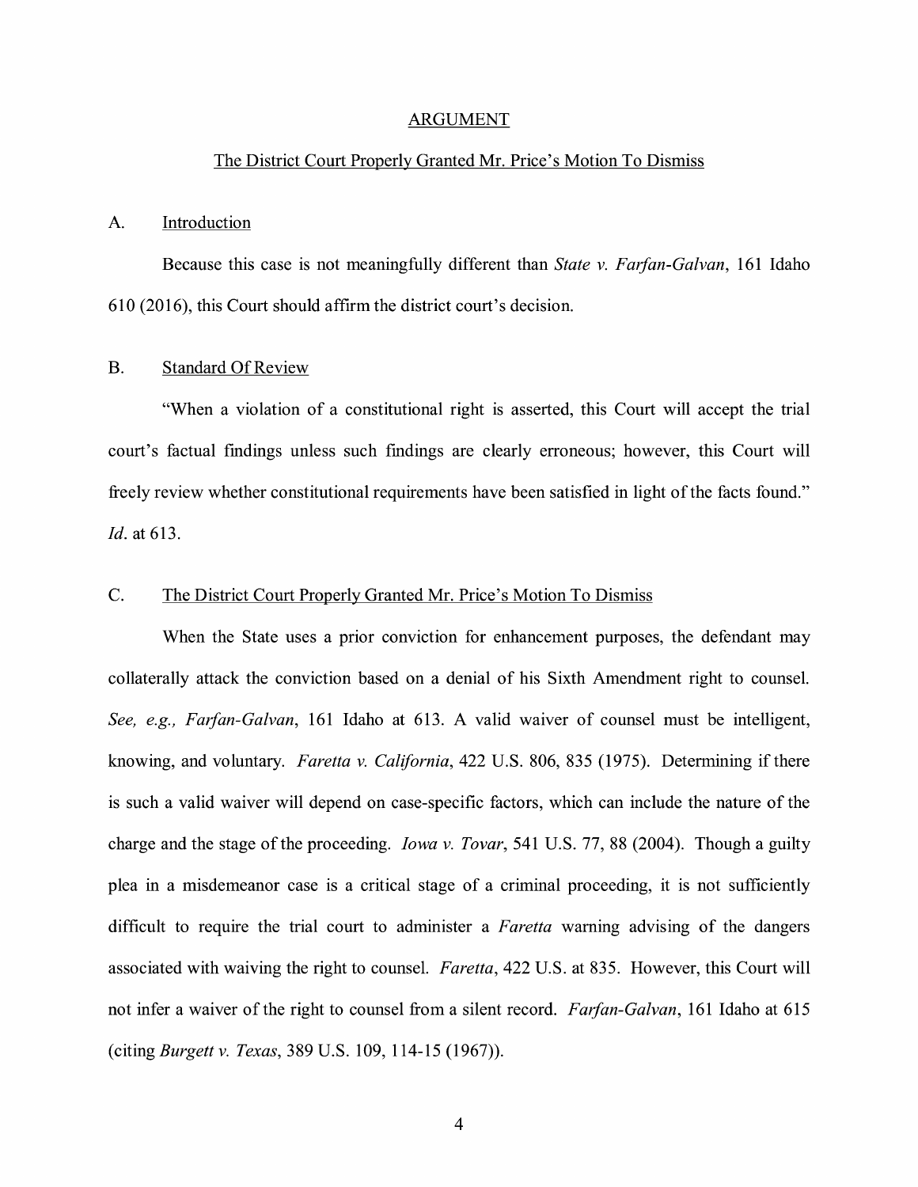## ARGUMENT

### The District Court Properly Granted Mr. Price's Motion To Dismiss

#### A. Introduction

Because this case is not meaningfully different than *State v. Farfan-Galvan*, 161 Idaho 610 (2016), this Court should affirm the district court's decision.

#### B. Standard Of Review

"When a violation of a constitutional right is asserted, this Court will accept the trial court's factual findings unless such findings are clearly erroneous; however, this Court will freely review whether constitutional requirements have been satisfied in light of the facts found." *Id*. at 613.

#### C. The District Court Properly Granted Mr. Price's Motion To Dismiss

When the State uses a prior conviction for enhancement purposes, the defendant may collaterally attack the conviction based on a denial of his Sixth Amendment right to counsel. *See, e.g., Farfan-Galvan*, 161 Idaho at 613. A valid waiver of counsel must be intelligent, knowing, and voluntary. *Faretta v. California*, 422 U.S. 806, 835 (1975). Determining if there is such a valid waiver will depend on case-specific factors, which can include the nature of the charge and the stage of the proceeding. *Iowa v. Tovar*, 541 U.S. 77, 88 (2004). Though a guilty plea in a misdemeanor case is a critical stage of a criminal proceeding, it is not sufficiently difficult to require the trial court to administer a *Faretta* warning advising of the dangers associated with waiving the right to counsel. *Faretta*, 422 U.S. at 835. However, this Court will not infer a waiver of the right to counsel from a silent record. *Farfan-Galvan*, 161 Idaho at 615 (citing *Burgett v. Texas*, 389 U.S. 109, 114-15 (1967)).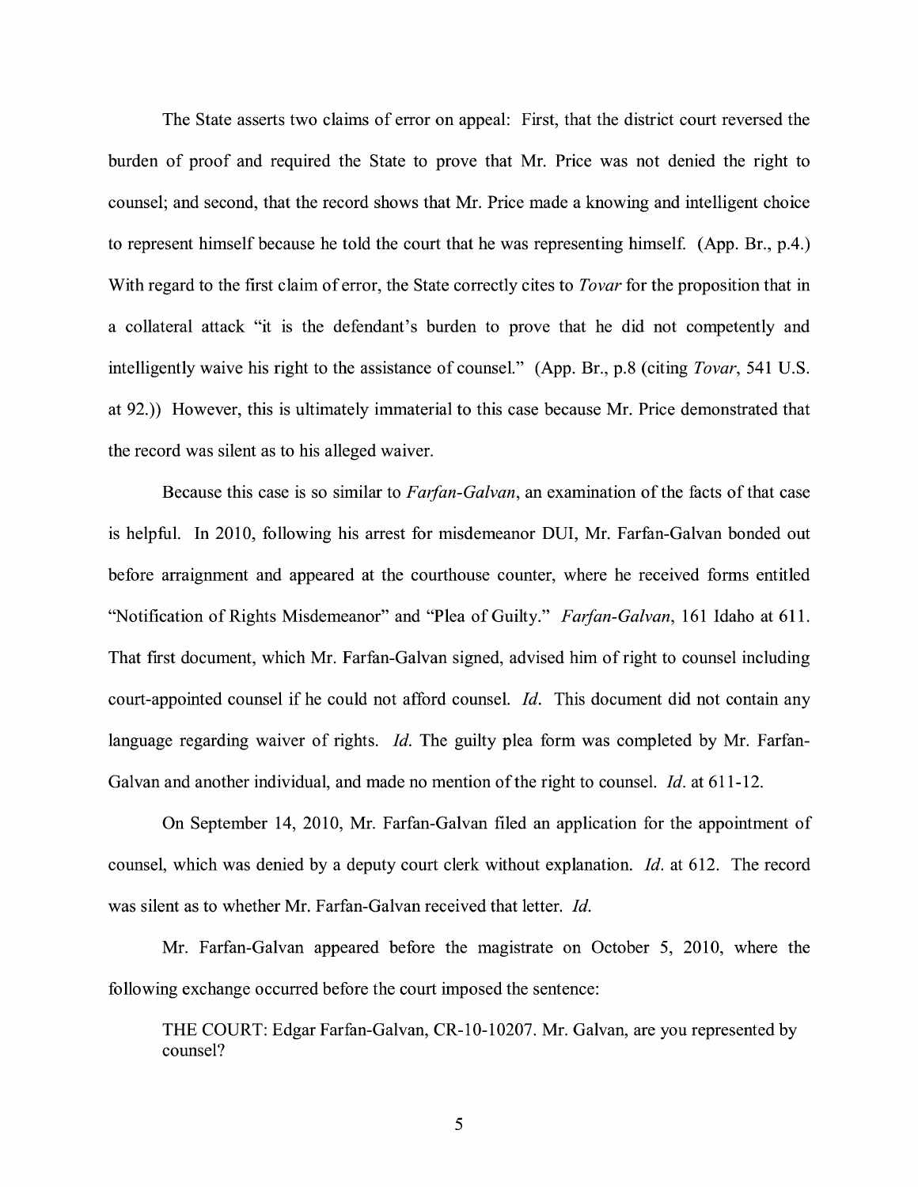The State asserts two claims of error on appeal: First, that the district court reversed the burden of proof and required the State to prove that Mr. Price was not denied the right to counsel; and second, that the record shows that Mr. Price made a knowing and intelligent choice to represent himself because he told the court that he was representing himself. (App. Br., p.4.) With regard to the first claim of error, the State correctly cites to *Tovar* for the proposition that in a collateral attack "it is the defendant's burden to prove that he did not competently and intelligently waive his right to the assistance of counsel." (App. Br., p.8 (citing *Tovar*, 541 U.S. at 92.)) However, this is ultimately immaterial to this case because Mr. Price demonstrated that the record was silent as to his alleged waiver.

Because this case is so similar to *Farfan-Galvan*, an examination of the facts of that case is helpful. In 2010, following his arrest for misdemeanor DUI, Mr. Farfan-Galvan bonded out before arraignment and appeared at the courthouse counter, where he received forms entitled "Notification of Rights Misdemeanor" and "Plea of Guilty." *Farfan-Galvan*, 161 Idaho at 611. That first document, which Mr. Farfan-Galvan signed, advised him of right to counsel including court-appointed counsel if he could not afford counsel. *Id*. This document did not contain any language regarding waiver of rights. *Id*. The guilty plea form was completed by Mr. Farfan-Galvan and another individual, and made no mention of the right to counsel. *Id*. at 611-12.

On September 14, 2010, Mr. Farfan-Galvan filed an application for the appointment of counsel, which was denied by a deputy court clerk without explanation. *Id*. at 612. The record was silent as to whether Mr. Farfan-Galvan received that letter. *Id*.

Mr. Farfan-Galvan appeared before the magistrate on October 5, 2010, where the following exchange occurred before the court imposed the sentence:

> THE COURT: Edgar Farfan-Galvan, CR-10-10207. Mr. Galvan, are you represented by counsel?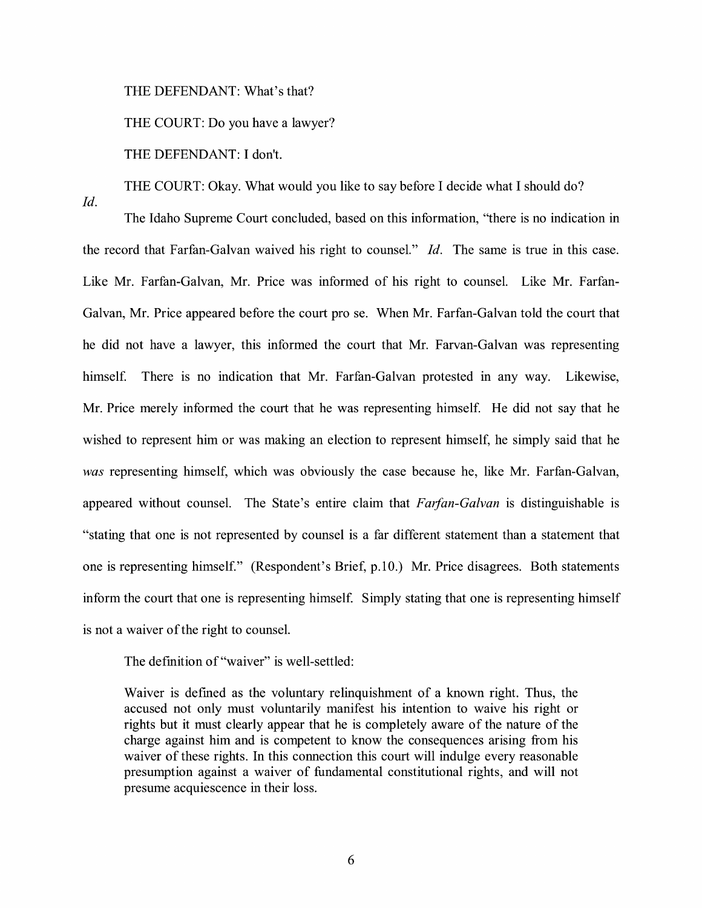THE DEFENDANT: What's that?

THE COURT: Do you have a lawyer?

THE DEFENDANT: I don't.

THE COURT: Okay. What would you like to say before I decide what I should do?

*Id.*

The Idaho Supreme Court concluded, based on this information, "there is no indication in the record that Farfan-Galvan waived his right to counsel." *Id.* The same is true in this case. Like Mr. Farfan-Galvan, Mr. Price was informed of his right to counsel. Like Mr. Farfan-Galvan, Mr. Price appeared before the court pro se. When Mr. Farfan-Galvan told the court that he did not have a lawyer, this informed the court that Mr. Farvan-Galvan was representing himself. There is no indication that Mr. Farfan-Galvan protested in any way. Likewise, Mr. Price merely informed the court that he was representing himself. He did not say that he wished to represent him or was making an election to represent himself, he simply said that he *was* representing himself, which was obviously the case because he, like Mr. Farfan-Galvan, appeared without counsel. The State's entire claim that *Farfan-Galvan* is distinguishable is "stating that one is not represented by counsel is a far different statement than a statement that one is representing himself." (Respondent's Brief, p.10.) Mr. Price disagrees. Both statements inform the court that one is representing himself. Simply stating that one is representing himself is not a waiver of the right to counsel.

The definition of "waiver" is well-settled:

> Waiver is defined as the voluntary relinquishment of a known right. Thus, the accused not only must voluntarily manifest his intention to waive his right or rights but it must clearly appear that he is completely aware of the nature of the charge against him and is competent to know the consequences arising from his waiver of these rights. In this connection this court will indulge every reasonable presumption against a waiver of fundamental constitutional rights, and will not presume acquiescence in their loss.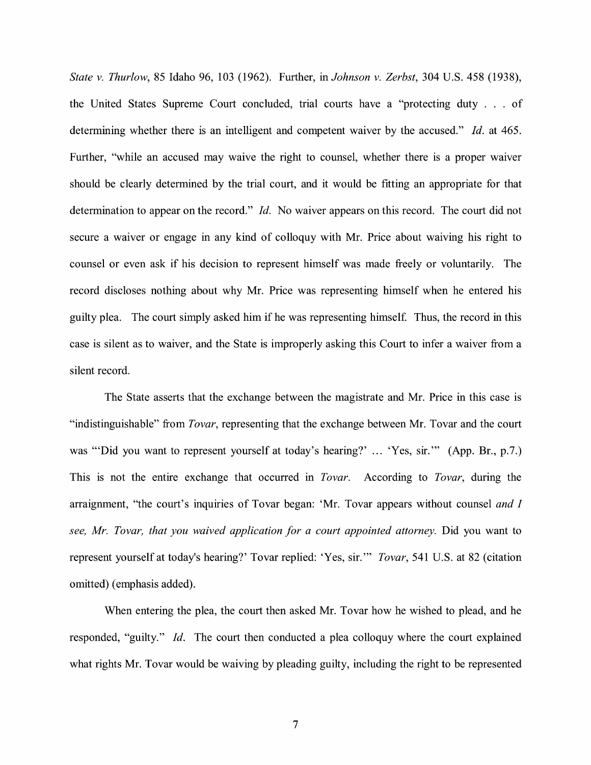*State v. Thurlow*, 85 Idaho 96, 103 (1962). Further, in *Johnson v. Zerbst*, 304 U.S. 458 (1938), the United States Supreme Court concluded, trial courts have a "protecting duty . . . of determining whether there is an intelligent and competent waiver by the accused." *Id.* at 465. Further, "while an accused may waive the right to counsel, whether there is a proper waiver should be clearly determined by the trial court, and it would be fitting an appropriate for that determination to appear on the record." *Id.* No waiver appears on this record. The court did not secure a waiver or engage in any kind of colloquy with Mr. Price about waiving his right to counsel or even ask if his decision to represent himself was made freely or voluntarily. The record discloses nothing about why Mr. Price was representing himself when he entered his guilty plea. The court simply asked him if he was representing himself. Thus, the record in this case is silent as to waiver, and the State is improperly asking this Court to infer a waiver from a silent record.

The State asserts that the exchange between the magistrate and Mr. Price in this case is "indistinguishable" from *Tovar*, representing that the exchange between Mr. Tovar and the court was "'Did you want to represent yourself at today's hearing?' … 'Yes, sir.'" (App. Br., p.7.) This is not the entire exchange that occurred in *Tovar*. According to *Tovar*, during the arraignment, "the court's inquiries of Tovar began: 'Mr. Tovar appears without counsel *and I see, Mr. Tovar, that you waived application for a court appointed attorney.* Did you want to represent yourself at today's hearing?' Tovar replied: 'Yes, sir.'" *Tovar*, 541 U.S. at 82 (citation omitted) (emphasis added).

When entering the plea, the court then asked Mr. Tovar how he wished to plead, and he responded, "guilty." *Id.* The court then conducted a plea colloquy where the court explained what rights Mr. Tovar would be waiving by pleading guilty, including the right to be represented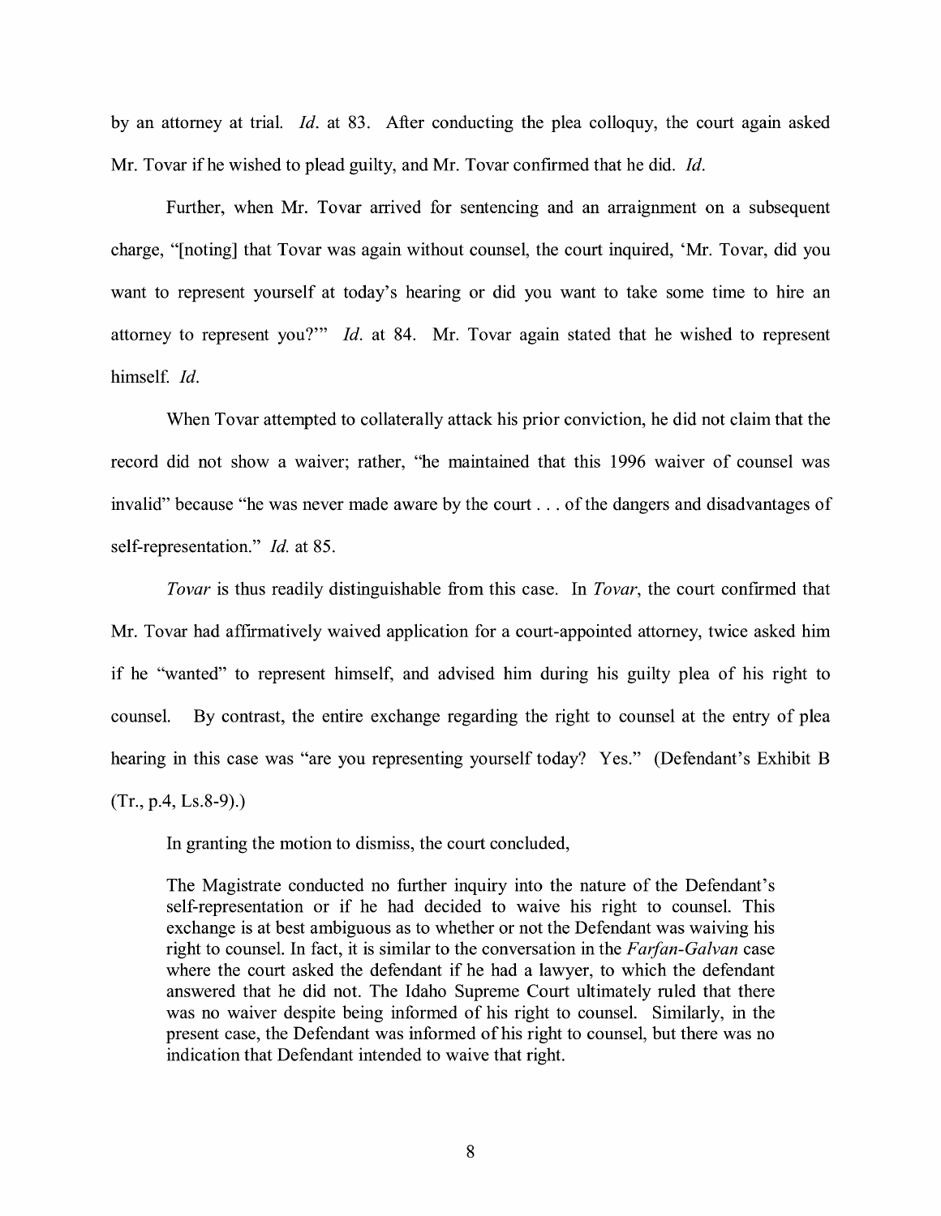by an attorney at trial. *Id*. at 83. After conducting the plea colloquy, the court again asked Mr. Tovar if he wished to plead guilty, and Mr. Tovar confirmed that he did. *Id*.

Further, when Mr. Tovar arrived for sentencing and an arraignment on a subsequent charge, "[noting] that Tovar was again without counsel, the court inquired, 'Mr. Tovar, did you want to represent yourself at today's hearing or did you want to take some time to hire an attorney to represent you?'" *Id*. at 84. Mr. Tovar again stated that he wished to represent himself. *Id*.

When Tovar attempted to collaterally attack his prior conviction, he did not claim that the record did not show a waiver; rather, "he maintained that this 1996 waiver of counsel was invalid" because "he was never made aware by the court . . . of the dangers and disadvantages of self-representation." *Id*. at 85.

*Tovar* is thus readily distinguishable from this case. In *Tovar*, the court confirmed that Mr. Tovar had affirmatively waived application for a court-appointed attorney, twice asked him if he "wanted" to represent himself, and advised him during his guilty plea of his right to counsel. By contrast, the entire exchange regarding the right to counsel at the entry of plea hearing in this case was "are you representing yourself today? Yes." (Defendant's Exhibit B (Tr., p.4, Ls.8-9).)

In granting the motion to dismiss, the court concluded,

> The Magistrate conducted no further inquiry into the nature of the Defendant's self-representation or if he had decided to waive his right to counsel. This exchange is at best ambiguous as to whether or not the Defendant was waiving his right to counsel. In fact, it is similar to the conversation in the *Farfan-Galvan* case where the court asked the defendant if he had a lawyer, to which the defendant answered that he did not. The Idaho Supreme Court ultimately ruled that there was no waiver despite being informed of his right to counsel. Similarly, in the present case, the Defendant was informed of his right to counsel, but there was no indication that Defendant intended to waive that right.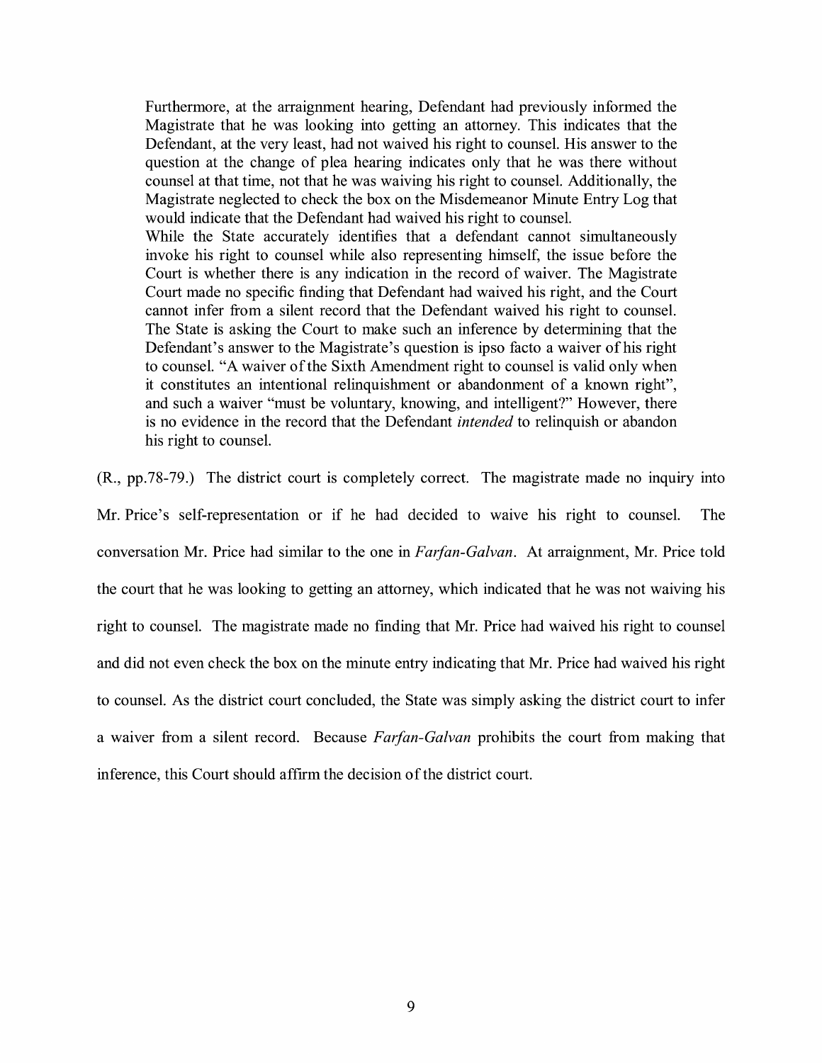> Furthermore, at the arraignment hearing, Defendant had previously informed the Magistrate that he was looking into getting an attorney. This indicates that the Defendant, at the very least, had not waived his right to counsel. His answer to the question at the change of plea hearing indicates only that he was there without counsel at that time, not that he was waiving his right to counsel. Additionally, the Magistrate neglected to check the box on the Misdemeanor Minute Entry Log that would indicate that the Defendant had waived his right to counsel.
>
> While the State accurately identifies that a defendant cannot simultaneously invoke his right to counsel while also representing himself, the issue before the Court is whether there is any indication in the record of waiver. The Magistrate Court made no specific finding that Defendant had waived his right, and the Court cannot infer from a silent record that the Defendant waived his right to counsel. The State is asking the Court to make such an inference by determining that the Defendant's answer to the Magistrate's question is ipso facto a waiver of his right to counsel. "A waiver of the Sixth Amendment right to counsel is valid only when it constitutes an intentional relinquishment or abandonment of a known right", and such a waiver "must be voluntary, knowing, and intelligent?" However, there is no evidence in the record that the Defendant *intended* to relinquish or abandon his right to counsel.

(R., pp.78-79.) The district court is completely correct. The magistrate made no inquiry into Mr. Price's self-representation or if he had decided to waive his right to counsel. The conversation Mr. Price had similar to the one in *Farfan-Galvan*. At arraignment, Mr. Price told the court that he was looking to getting an attorney, which indicated that he was not waiving his right to counsel. The magistrate made no finding that Mr. Price had waived his right to counsel and did not even check the box on the minute entry indicating that Mr. Price had waived his right to counsel. As the district court concluded, the State was simply asking the district court to infer a waiver from a silent record. Because *Farfan-Galvan* prohibits the court from making that inference, this Court should affirm the decision of the district court.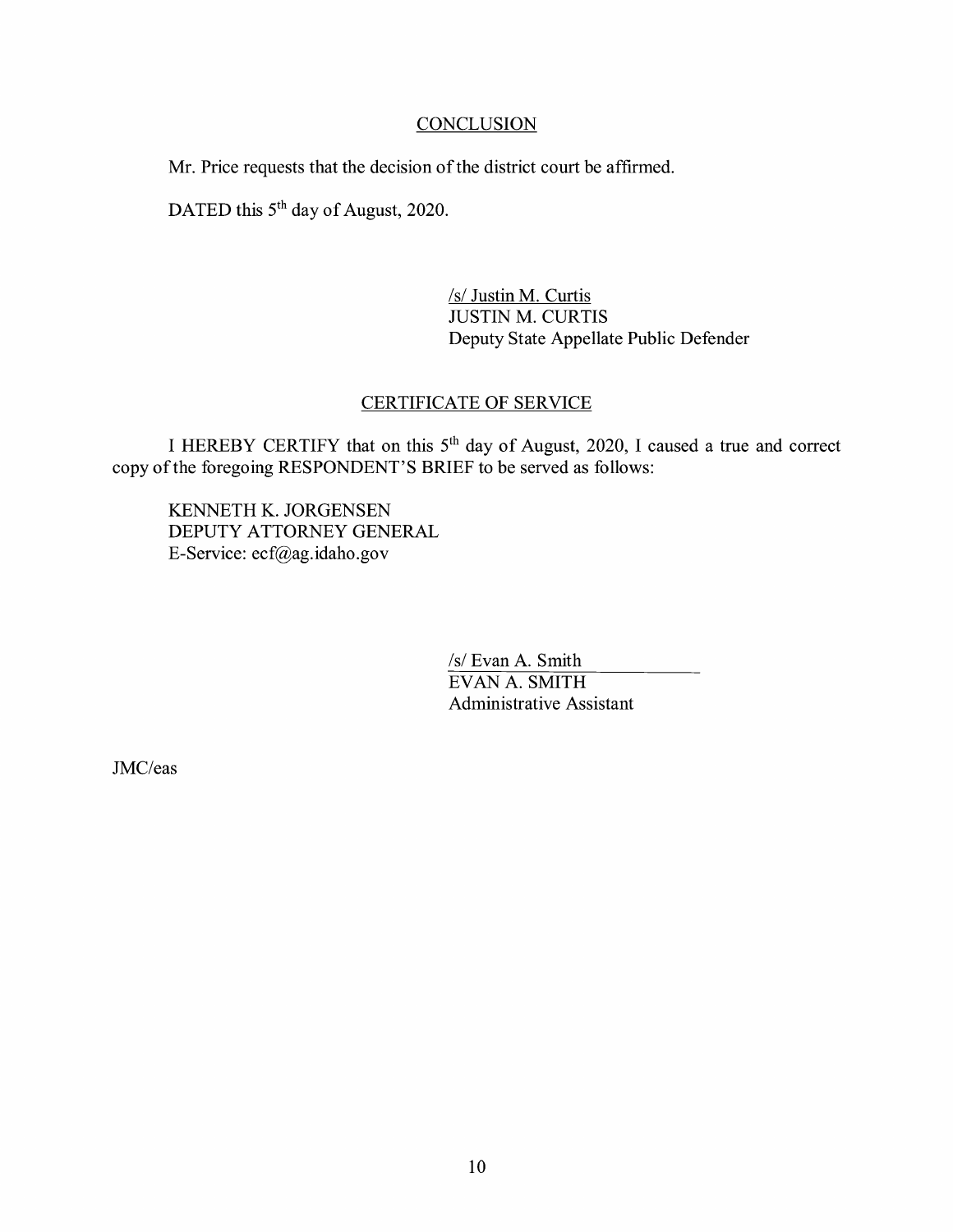## CONCLUSION

Mr. Price requests that the decision of the district court be affirmed.

DATED this 5th day of August, 2020.

/s/ Justin M. Curtis
JUSTIN M. CURTIS
Deputy State Appellate Public Defender

## CERTIFICATE OF SERVICE

I HEREBY CERTIFY that on this 5th day of August, 2020, I caused a true and correct copy of the foregoing RESPONDENT'S BRIEF to be served as follows:

KENNETH K. JORGENSEN
DEPUTY ATTORNEY GENERAL
E-Service: ecf@ag.idaho.gov

/s/ Evan A. Smith
EVAN A. SMITH
Administrative Assistant

JMC/eas